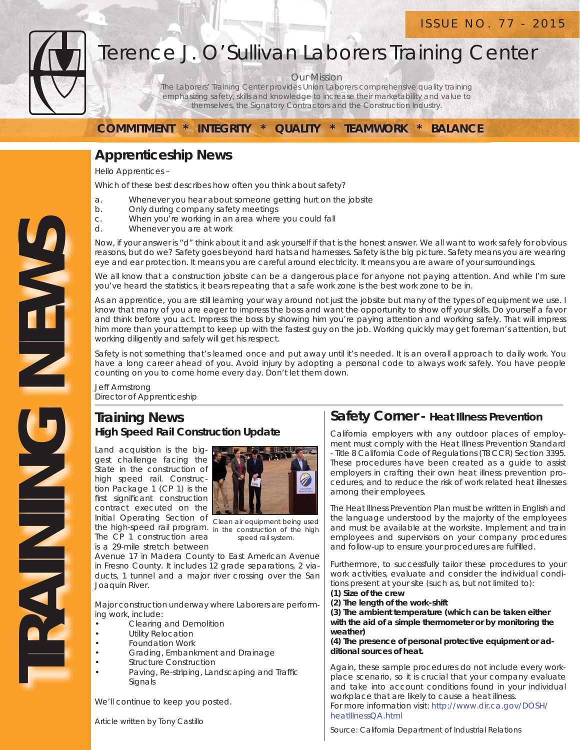ISSUE NO. 77 - 2015

# Terence J. O'Sullivan Laborers Training Center

Our Mission

The Laborers' Training Center provides Union Laborers comprehensive quality training emphasizing safety, skills and knowledge to increase their marketability and value to themselves, the Signatory Contractors and the Construction Industry.

**COMMITMENT * INTEGRITY * QUALITY * TEAMWORK * BALANCE**

TRAINING NEWS

## Apprenticeship News

Hello Apprentices –

Which of these best describes how often you think about safety?

a. Whenever you hear about someone getting hurt on the jobsite
b. Only during company safety meetings
c. When you're working in an area where you could fall
d. Whenever you are at work

Now, if your answer is "d" think about it and ask yourself if that is the honest answer. We all want to work safely for obvious reasons, but do we? Safety goes beyond hard hats and harnesses. Safety is the big picture. Safety means you are wearing eye and ear protection. It means you are careful around electricity. It means you are aware of your surroundings.

We all know that a construction jobsite can be a dangerous place for anyone not paying attention. And while I'm sure you've heard the statistics, it bears repeating that a safe work zone is the best work zone to be in.

As an apprentice, you are still learning your way around not just the jobsite but many of the types of equipment we use. I know that many of you are eager to impress the boss and want the opportunity to show off your skills. Do yourself a favor and think before you act. Impress the boss by showing him you're paying attention and working safely. That will impress him more than your attempt to keep up with the fastest guy on the job. Working quickly may get foreman's attention, but working diligently and safely will get his respect.

Safety is not something that's learned once and put away until it's needed. It is an overall approach to daily work. You have a long career ahead of you. Avoid injury by adopting a personal code to always work safely. You have people counting on you to come home every day. Don't let them down.

Jeff Armstrong
Director of Apprenticeship

## Training News

### High Speed Rail Construction Update

Land acquisition is the biggest challenge facing the State in the construction of high speed rail. Construction Package 1 (CP 1) is the first significant construction contract executed on the Initial Operating Section of the high-speed rail program. The CP 1 construction area is a 29-mile stretch between Avenue 17 in Madera County to East American Avenue in Fresno County. It includes 12 grade separations, 2 viaducts, 1 tunnel and a major river crossing over the San Joaquin River.

Clean air equipment being used in the construction of the high speed rail system.

Major construction underway where Laborers are performing work, include:

- Clearing and Demolition
- Utility Relocation
- Foundation Work
- Grading, Embankment and Drainage
- Structure Construction
- Paving, Re-striping, Landscaping and Traffic Signals

We'll continue to keep you posted.

Article written by Tony Castillo

## Safety Corner - Heat Illness Prevention

California employers with any outdoor places of employment must comply with the Heat Illness Prevention Standard - Title 8 California Code of Regulations (T8 CCR) Section 3395. These procedures have been created as a guide to assist employers in crafting their own heat illness prevention procedures, and to reduce the risk of work related heat illnesses among their employees.

The Heat Illness Prevention Plan must be written in English and the language understood by the majority of the employees and must be available at the worksite. Implement and train employees and supervisors on your company procedures and follow-up to ensure your procedures are fulfilled.

Furthermore, to successfully tailor these procedures to your work activities, evaluate and consider the individual conditions present at your site (such as, but not limited to):

**(1) Size of the crew**
**(2) The length of the work-shift**
**(3) The ambient temperature (which can be taken either with the aid of a simple thermometer or by monitoring the weather)**
**(4) The presence of personal protective equipment or additional sources of heat.**

Again, these sample procedures do not include every workplace scenario, so it is crucial that your company evaluate and take into account conditions found in your individual workplace that are likely to cause a heat illness.
For more information visit: http://www.dir.ca.gov/DOSH/heatIllnessQA.html

Source: California Department of Industrial Relations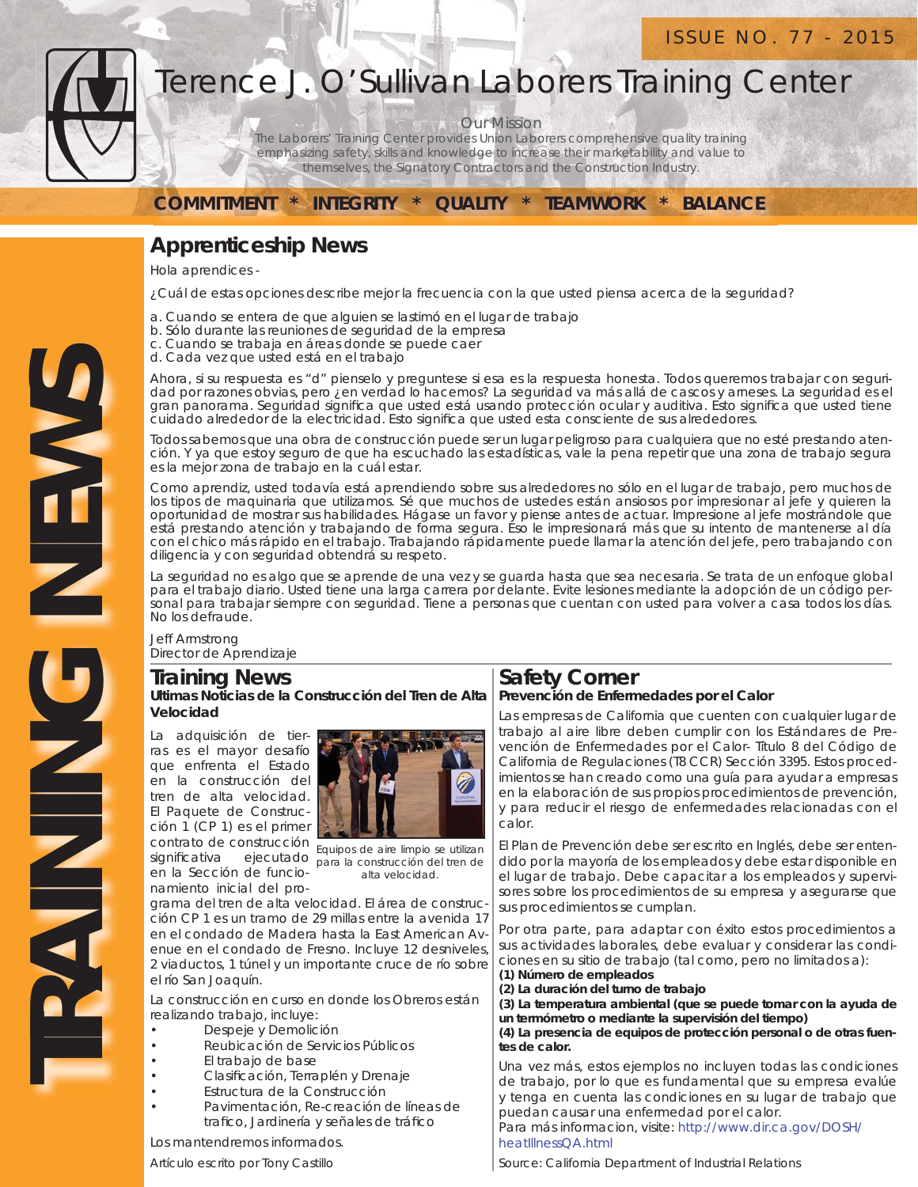# Terence J. O'Sullivan Laborers Training Center

ISSUE NO. 77 - 2015

Our Mission

The Laborers' Training Center provides Union Laborers comprehensive quality training emphasizing safety, skills and knowledge to increase their marketability and value to themselves, the Signatory Contractors and the Construction Industry.

**COMMITMENT * INTEGRITY * QUALITY * TEAMWORK * BALANCE**

TRAINING NEWS

## Apprenticeship News

Hola aprendices -

¿Cuál de estas opciones describe mejor la frecuencia con la que usted piensa acerca de la seguridad?

a. Cuando se entera de que alguien se lastimó en el lugar de trabajo
b. Sólo durante las reuniones de seguridad de la empresa
c. Cuando se trabaja en áreas donde se puede caer
d. Cada vez que usted está en el trabajo

Ahora, si su respuesta es "d" pienselo y preguntese si esa es la respuesta honesta. Todos queremos trabajar con seguridad por razones obvias, pero ¿en verdad lo hacemos? La seguridad va más allá de cascos y arneses. La seguridad es el gran panorama. Seguridad significa que usted está usando protección ocular y auditiva. Esto significa que usted tiene cuidado alrededor de la electricidad. Esto significa que usted esta consciente de sus alrededores.

Todos sabemos que una obra de construcción puede ser un lugar peligroso para cualquiera que no esté prestando atención. Y ya que estoy seguro de que ha escuchado las estadísticas, vale la pena repetir que una zona de trabajo segura es la mejor zona de trabajo en la cuál estar.

Como aprendiz, usted todavía está aprendiendo sobre sus alrededores no sólo en el lugar de trabajo, pero muchos de los tipos de maquinaria que utilizamos. Sé que muchos de ustedes están ansiosos por impresionar al jefe y quieren la oportunidad de mostrar sus habilidades. Hágase un favor y piense antes de actuar. Impresione al jefe mostrándole que está prestando atención y trabajando de forma segura. Eso le impresionará más que su intento de mantenerse al día con el chico más rápido en el trabajo. Trabajando rápidamente puede llamar la atención del jefe, pero trabajando con diligencia y con seguridad obtendrá su respeto.

La seguridad no es algo que se aprende de una vez y se guarda hasta que sea necesaria. Se trata de un enfoque global para el trabajo diario. Usted tiene una larga carrera por delante. Evite lesiones mediante la adopción de un código personal para trabajar siempre con seguridad. Tiene a personas que cuentan con usted para volver a casa todos los días. No los defraude.

Jeff Armstrong
Director de Aprendizaje

## Training News

**Ultimas Noticias de la Construcción del Tren de Alta Velocidad**

La adquisición de tierras es el mayor desafío que enfrenta el Estado en la construcción del tren de alta velocidad. El Paquete de Construcción 1 (CP 1) es el primer contrato de construcción significativa ejecutado en la Sección de funcionamiento inicial del programa del tren de alta velocidad. El área de construcción CP 1 es un tramo de 29 millas entre la avenida 17 en el condado de Madera hasta la East American Avenue en el condado de Fresno. Incluye 12 desniveles, 2 viaductos, 1 túnel y un importante cruce de río sobre el río San Joaquín.

Equipos de aire limpio se utilizan para la construcción del tren de alta velocidad.

La construcción en curso en donde los Obreros están realizando trabajo, incluye:

- Despeje y Demolición
- Reubicación de Servicios Públicos
- El trabajo de base
- Clasificación, Terraplén y Drenaje
- Estructura de la Construcción
- Pavimentación, Re-creación de líneas de trafico, Jardinería y señales de tráfico

Los mantendremos informados.

Artículo escrito por Tony Castillo

## Safety Corner

**Prevención de Enfermedades por el Calor**

Las empresas de California que cuenten con cualquier lugar de trabajo al aire libre deben cumplir con los Estándares de Prevención de Enfermedades por el Calor- Título 8 del Código de California de Regulaciones (T8 CCR) Sección 3395. Estos procedimientos se han creado como una guía para ayudar a empresas en la elaboración de sus propios procedimientos de prevención, y para reducir el riesgo de enfermedades relacionadas con el calor.

El Plan de Prevención debe ser escrito en Inglés, debe ser entendido por la mayoría de los empleados y debe estar disponible en el lugar de trabajo. Debe capacitar a los empleados y supervisores sobre los procedimientos de su empresa y asegurarse que sus procedimientos se cumplan.

Por otra parte, para adaptar con éxito estos procedimientos a sus actividades laborales, debe evaluar y considerar las condiciones en su sitio de trabajo (tal como, pero no limitados a):

**(1) Número de empleados**
**(2) La duración del turno de trabajo**
**(3) La temperatura ambiental (que se puede tomar con la ayuda de un termómetro o mediante la supervisión del tiempo)**
**(4) La presencia de equipos de protección personal o de otras fuentes de calor.**

Una vez más, estos ejemplos no incluyen todas las condiciones de trabajo, por lo que es fundamental que su empresa evalúe y tenga en cuenta las condiciones en su lugar de trabajo que puedan causar una enfermedad por el calor.

Para más informacion, visite: http://www.dir.ca.gov/DOSH/heatIllnessQA.html

Source: California Department of Industrial Relations